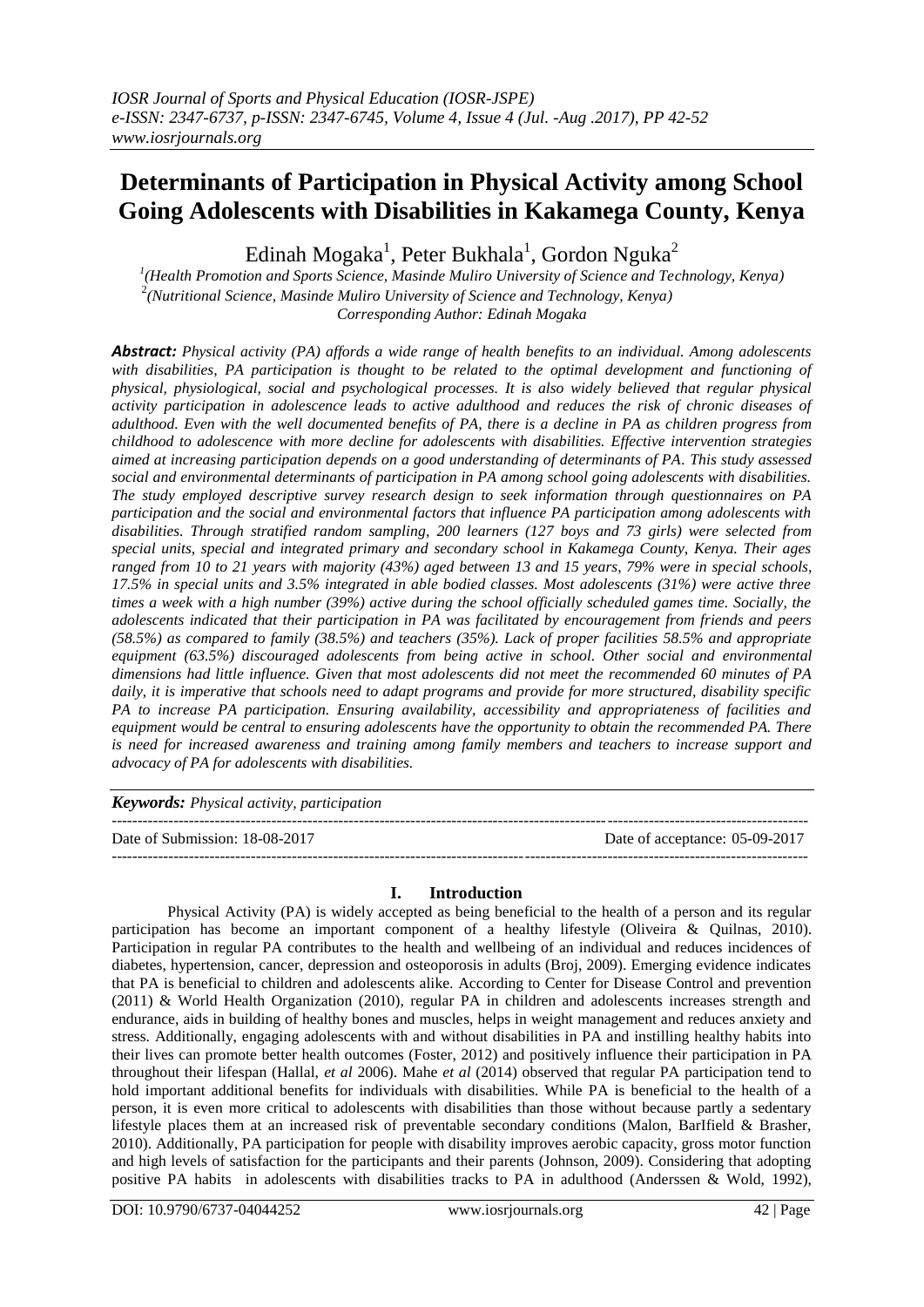# Determinants of Participation in Physical Activity among School Going Adolescents with Disabilities in Kakamega County, Kenya

Edinah Mogaka[1], Peter Bukhala[1], Gordon Nguka[2]

[1](Health Promotion and Sports Science, Masinde Muliro University of Science and Technology, Kenya)
[2](Nutritional Science, Masinde Muliro University of Science and Technology, Kenya)
Corresponding Author: Edinah Mogaka

***Abstract:*** *Physical activity (PA) affords a wide range of health benefits to an individual. Among adolescents with disabilities, PA participation is thought to be related to the optimal development and functioning of physical, physiological, social and psychological processes. It is also widely believed that regular physical activity participation in adolescence leads to active adulthood and reduces the risk of chronic diseases of adulthood. Even with the well documented benefits of PA, there is a decline in PA as children progress from childhood to adolescence with more decline for adolescents with disabilities. Effective intervention strategies aimed at increasing participation depends on a good understanding of determinants of PA. This study assessed social and environmental determinants of participation in PA among school going adolescents with disabilities. The study employed descriptive survey research design to seek information through questionnaires on PA participation and the social and environmental factors that influence PA participation among adolescents with disabilities. Through stratified random sampling, 200 learners (127 boys and 73 girls) were selected from special units, special and integrated primary and secondary school in Kakamega County, Kenya. Their ages ranged from 10 to 21 years with majority (43%) aged between 13 and 15 years, 79% were in special schools, 17.5% in special units and 3.5% integrated in able bodied classes. Most adolescents (31%) were active three times a week with a high number (39%) active during the school officially scheduled games time. Socially, the adolescents indicated that their participation in PA was facilitated by encouragement from friends and peers (58.5%) as compared to family (38.5%) and teachers (35%). Lack of proper facilities 58.5% and appropriate equipment (63.5%) discouraged adolescents from being active in school. Other social and environmental dimensions had little influence. Given that most adolescents did not meet the recommended 60 minutes of PA daily, it is imperative that schools need to adapt programs and provide for more structured, disability specific PA to increase PA participation. Ensuring availability, accessibility and appropriateness of facilities and equipment would be central to ensuring adolescents have the opportunity to obtain the recommended PA. There is need for increased awareness and training among family members and teachers to increase support and advocacy of PA for adolescents with disabilities.*

***Keywords:*** *Physical activity, participation*

Date of Submission: 18-08-2017 | Date of acceptance: 05-09-2017

## I. Introduction

Physical Activity (PA) is widely accepted as being beneficial to the health of a person and its regular participation has become an important component of a healthy lifestyle (Oliveira & Quilnas, 2010). Participation in regular PA contributes to the health and wellbeing of an individual and reduces incidences of diabetes, hypertension, cancer, depression and osteoporosis in adults (Broj, 2009). Emerging evidence indicates that PA is beneficial to children and adolescents alike. According to Center for Disease Control and prevention (2011) & World Health Organization (2010), regular PA in children and adolescents increases strength and endurance, aids in building of healthy bones and muscles, helps in weight management and reduces anxiety and stress. Additionally, engaging adolescents with and without disabilities in PA and instilling healthy habits into their lives can promote better health outcomes (Foster, 2012) and positively influence their participation in PA throughout their lifespan (Hallal, *et al* 2006). Mahe *et al* (2014) observed that regular PA participation tend to hold important additional benefits for individuals with disabilities. While PA is beneficial to the health of a person, it is even more critical to adolescents with disabilities than those without because partly a sedentary lifestyle places them at an increased risk of preventable secondary conditions (Malon, BarIfield & Brasher, 2010). Additionally, PA participation for people with disability improves aerobic capacity, gross motor function and high levels of satisfaction for the participants and their parents (Johnson, 2009). Considering that adopting positive PA habits in adolescents with disabilities tracks to PA in adulthood (Anderssen & Wold, 1992),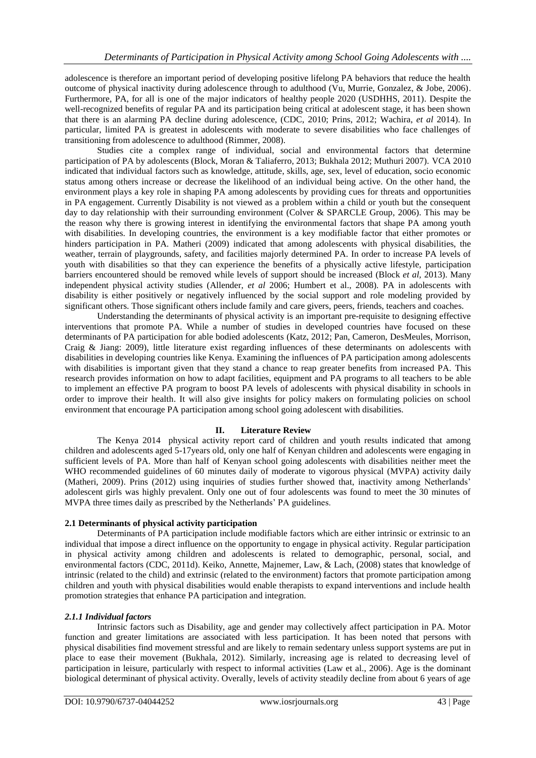adolescence is therefore an important period of developing positive lifelong PA behaviors that reduce the health outcome of physical inactivity during adolescence through to adulthood (Vu, Murrie, Gonzalez, & Jobe, 2006). Furthermore, PA, for all is one of the major indicators of healthy people 2020 (USDHHS, 2011). Despite the well-recognized benefits of regular PA and its participation being critical at adolescent stage, it has been shown that there is an alarming PA decline during adolescence, (CDC, 2010; Prins, 2012; Wachira, *et al* 2014). In particular, limited PA is greatest in adolescents with moderate to severe disabilities who face challenges of transitioning from adolescence to adulthood (Rimmer, 2008).

Studies cite a complex range of individual, social and environmental factors that determine participation of PA by adolescents (Block, Moran & Taliaferro, 2013; Bukhala 2012; Muthuri 2007). VCA 2010 indicated that individual factors such as knowledge, attitude, skills, age, sex, level of education, socio economic status among others increase or decrease the likelihood of an individual being active. On the other hand, the environment plays a key role in shaping PA among adolescents by providing cues for threats and opportunities in PA engagement. Currently Disability is not viewed as a problem within a child or youth but the consequent day to day relationship with their surrounding environment (Colver & SPARCLE Group, 2006). This may be the reason why there is growing interest in identifying the environmental factors that shape PA among youth with disabilities. In developing countries, the environment is a key modifiable factor that either promotes or hinders participation in PA. Matheri (2009) indicated that among adolescents with physical disabilities, the weather, terrain of playgrounds, safety, and facilities majorly determined PA. In order to increase PA levels of youth with disabilities so that they can experience the benefits of a physically active lifestyle, participation barriers encountered should be removed while levels of support should be increased (Block *et al*, 2013). Many independent physical activity studies (Allender, *et al* 2006; Humbert et al., 2008). PA in adolescents with disability is either positively or negatively influenced by the social support and role modeling provided by significant others. Those significant others include family and care givers, peers, friends, teachers and coaches.

Understanding the determinants of physical activity is an important pre-requisite to designing effective interventions that promote PA. While a number of studies in developed countries have focused on these determinants of PA participation for able bodied adolescents (Katz, 2012; Pan, Cameron, DesMeules, Morrison, Craig & Jiang: 2009), little literature exist regarding influences of these determinants on adolescents with disabilities in developing countries like Kenya. Examining the influences of PA participation among adolescents with disabilities is important given that they stand a chance to reap greater benefits from increased PA. This research provides information on how to adapt facilities, equipment and PA programs to all teachers to be able to implement an effective PA program to boost PA levels of adolescents with physical disability in schools in order to improve their health. It will also give insights for policy makers on formulating policies on school environment that encourage PA participation among school going adolescent with disabilities.

## II. Literature Review

The Kenya 2014 physical activity report card of children and youth results indicated that among children and adolescents aged 5-17years old, only one half of Kenyan children and adolescents were engaging in sufficient levels of PA. More than half of Kenyan school going adolescents with disabilities neither meet the WHO recommended guidelines of 60 minutes daily of moderate to vigorous physical (MVPA) activity daily (Matheri, 2009). Prins (2012) using inquiries of studies further showed that, inactivity among Netherlands' adolescent girls was highly prevalent. Only one out of four adolescents was found to meet the 30 minutes of MVPA three times daily as prescribed by the Netherlands' PA guidelines.

### 2.1 Determinants of physical activity participation

Determinants of PA participation include modifiable factors which are either intrinsic or extrinsic to an individual that impose a direct influence on the opportunity to engage in physical activity. Regular participation in physical activity among children and adolescents is related to demographic, personal, social, and environmental factors (CDC, 2011d). Keiko, Annette, Majnemer, Law, & Lach, (2008) states that knowledge of intrinsic (related to the child) and extrinsic (related to the environment) factors that promote participation among children and youth with physical disabilities would enable therapists to expand interventions and include health promotion strategies that enhance PA participation and integration.

#### *2.1.1 Individual factors*

Intrinsic factors such as Disability, age and gender may collectively affect participation in PA. Motor function and greater limitations are associated with less participation. It has been noted that persons with physical disabilities find movement stressful and are likely to remain sedentary unless support systems are put in place to ease their movement (Bukhala, 2012). Similarly, increasing age is related to decreasing level of participation in leisure, particularly with respect to informal activities (Law et al., 2006). Age is the dominant biological determinant of physical activity. Overally, levels of activity steadily decline from about 6 years of age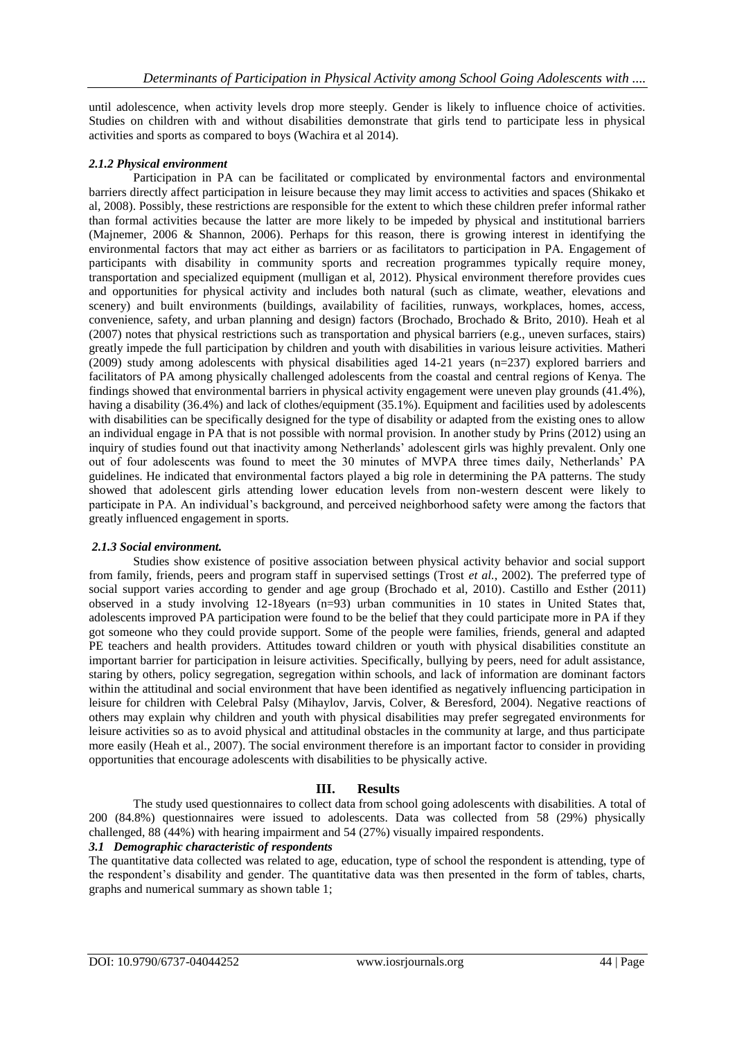until adolescence, when activity levels drop more steeply. Gender is likely to influence choice of activities. Studies on children with and without disabilities demonstrate that girls tend to participate less in physical activities and sports as compared to boys (Wachira et al 2014).

#### *2.1.2 Physical environment*

Participation in PA can be facilitated or complicated by environmental factors and environmental barriers directly affect participation in leisure because they may limit access to activities and spaces (Shikako et al, 2008). Possibly, these restrictions are responsible for the extent to which these children prefer informal rather than formal activities because the latter are more likely to be impeded by physical and institutional barriers (Majnemer, 2006 & Shannon, 2006). Perhaps for this reason, there is growing interest in identifying the environmental factors that may act either as barriers or as facilitators to participation in PA. Engagement of participants with disability in community sports and recreation programmes typically require money, transportation and specialized equipment (mulligan et al, 2012). Physical environment therefore provides cues and opportunities for physical activity and includes both natural (such as climate, weather, elevations and scenery) and built environments (buildings, availability of facilities, runways, workplaces, homes, access, convenience, safety, and urban planning and design) factors (Brochado, Brochado & Brito, 2010). Heah et al (2007) notes that physical restrictions such as transportation and physical barriers (e.g., uneven surfaces, stairs) greatly impede the full participation by children and youth with disabilities in various leisure activities. Matheri (2009) study among adolescents with physical disabilities aged 14-21 years (n=237) explored barriers and facilitators of PA among physically challenged adolescents from the coastal and central regions of Kenya. The findings showed that environmental barriers in physical activity engagement were uneven play grounds (41.4%), having a disability (36.4%) and lack of clothes/equipment (35.1%). Equipment and facilities used by adolescents with disabilities can be specifically designed for the type of disability or adapted from the existing ones to allow an individual engage in PA that is not possible with normal provision. In another study by Prins (2012) using an inquiry of studies found out that inactivity among Netherlands' adolescent girls was highly prevalent. Only one out of four adolescents was found to meet the 30 minutes of MVPA three times daily, Netherlands' PA guidelines. He indicated that environmental factors played a big role in determining the PA patterns. The study showed that adolescent girls attending lower education levels from non-western descent were likely to participate in PA. An individual's background, and perceived neighborhood safety were among the factors that greatly influenced engagement in sports.

#### *2.1.3 Social environment.*

Studies show existence of positive association between physical activity behavior and social support from family, friends, peers and program staff in supervised settings (Trost *et al.*, 2002). The preferred type of social support varies according to gender and age group (Brochado et al, 2010). Castillo and Esther (2011) observed in a study involving 12-18years (n=93) urban communities in 10 states in United States that, adolescents improved PA participation were found to be the belief that they could participate more in PA if they got someone who they could provide support. Some of the people were families, friends, general and adapted PE teachers and health providers. Attitudes toward children or youth with physical disabilities constitute an important barrier for participation in leisure activities. Specifically, bullying by peers, need for adult assistance, staring by others, policy segregation, segregation within schools, and lack of information are dominant factors within the attitudinal and social environment that have been identified as negatively influencing participation in leisure for children with Celebral Palsy (Mihaylov, Jarvis, Colver, & Beresford, 2004). Negative reactions of others may explain why children and youth with physical disabilities may prefer segregated environments for leisure activities so as to avoid physical and attitudinal obstacles in the community at large, and thus participate more easily (Heah et al., 2007). The social environment therefore is an important factor to consider in providing opportunities that encourage adolescents with disabilities to be physically active.

## III. Results

The study used questionnaires to collect data from school going adolescents with disabilities. A total of 200 (84.8%) questionnaires were issued to adolescents. Data was collected from 58 (29%) physically challenged, 88 (44%) with hearing impairment and 54 (27%) visually impaired respondents.

### *3.1 Demographic characteristic of respondents*

The quantitative data collected was related to age, education, type of school the respondent is attending, type of the respondent's disability and gender. The quantitative data was then presented in the form of tables, charts, graphs and numerical summary as shown table 1;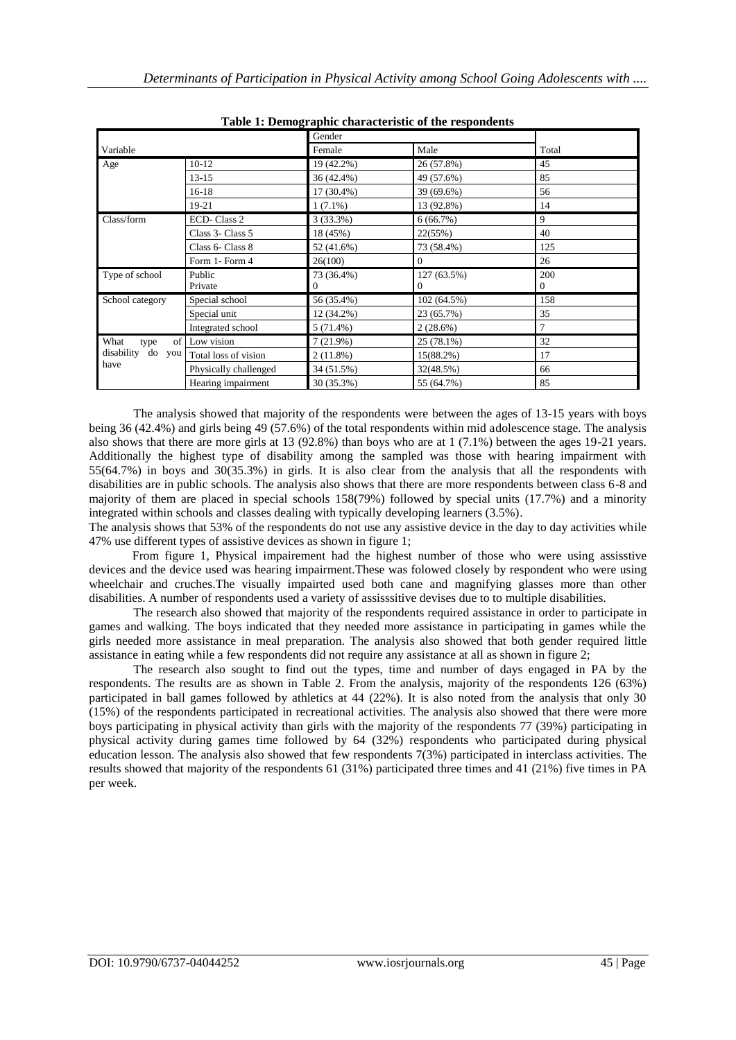**Table 1: Demographic characteristic of the respondents**

| Variable | | Gender | | Total |
|---|---|---|---|---|
| | | Female | Male | |
| Age | 10-12 | 19 (42.2%) | 26 (57.8%) | 45 |
| | 13-15 | 36 (42.4%) | 49 (57.6%) | 85 |
| | 16-18 | 17 (30.4%) | 39 (69.6%) | 56 |
| | 19-21 | 1 (7.1%) | 13 (92.8%) | 14 |
| Class/form | ECD- Class 2 | 3 (33.3%) | 6 (66.7%) | 9 |
| | Class 3- Class 5 | 18 (45%) | 22(55%) | 40 |
| | Class 6- Class 8 | 52 (41.6%) | 73 (58.4%) | 125 |
| | Form 1- Form 4 | 26(100) | 0 | 26 |
| Type of school | Public<br>Private | 73 (36.4%)<br>0 | 127 (63.5%)<br>0 | 200<br>0 |
| School category | Special school | 56 (35.4%) | 102 (64.5%) | 158 |
| | Special unit | 12 (34.2%) | 23 (65.7%) | 35 |
| | Integrated school | 5 (71.4%) | 2 (28.6%) | 7 |
| What type of disability do you have | Low vision | 7 (21.9%) | 25 (78.1%) | 32 |
| | Total loss of vision | 2 (11.8%) | 15(88.2%) | 17 |
| | Physically challenged | 34 (51.5%) | 32(48.5%) | 66 |
| | Hearing impairment | 30 (35.3%) | 55 (64.7%) | 85 |

The analysis showed that majority of the respondents were between the ages of 13-15 years with boys being 36 (42.4%) and girls being 49 (57.6%) of the total respondents within mid adolescence stage. The analysis also shows that there are more girls at 13 (92.8%) than boys who are at 1 (7.1%) between the ages 19-21 years. Additionally the highest type of disability among the sampled was those with hearing impairment with 55(64.7%) in boys and 30(35.3%) in girls. It is also clear from the analysis that all the respondents with disabilities are in public schools. The analysis also shows that there are more respondents between class 6-8 and majority of them are placed in special schools 158(79%) followed by special units (17.7%) and a minority integrated within schools and classes dealing with typically developing learners (3.5%).

The analysis shows that 53% of the respondents do not use any assistive device in the day to day activities while 47% use different types of assistive devices as shown in figure 1;

From figure 1, Physical impairement had the highest number of those who were using assisstive devices and the device used was hearing impairment.These was folowed closely by respondent who were using wheelchair and cruches.The visually impairted used both cane and magnifying glasses more than other disabilities. A number of respondents used a variety of assissitive devises due to to multiple disabilities.

The research also showed that majority of the respondents required assistance in order to participate in games and walking. The boys indicated that they needed more assistance in participating in games while the girls needed more assistance in meal preparation. The analysis also showed that both gender required little assistance in eating while a few respondents did not require any assistance at all as shown in figure 2;

The research also sought to find out the types, time and number of days engaged in PA by the respondents. The results are as shown in Table 2. From the analysis, majority of the respondents 126 (63%) participated in ball games followed by athletics at 44 (22%). It is also noted from the analysis that only 30 (15%) of the respondents participated in recreational activities. The analysis also showed that there were more boys participating in physical activity than girls with the majority of the respondents 77 (39%) participating in physical activity during games time followed by 64 (32%) respondents who participated during physical education lesson. The analysis also showed that few respondents 7(3%) participated in interclass activities. The results showed that majority of the respondents 61 (31%) participated three times and 41 (21%) five times in PA per week.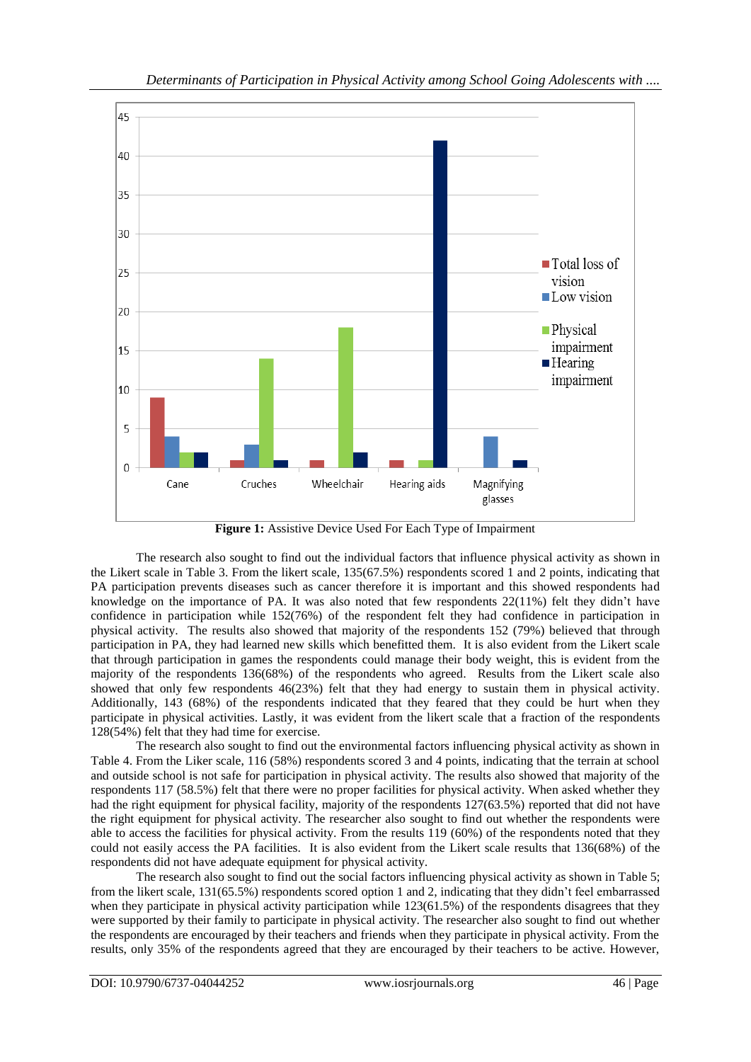**Figure 1:** Assistive Device Used For Each Type of Impairment

The research also sought to find out the individual factors that influence physical activity as shown in the Likert scale in Table 3. From the likert scale, 135(67.5%) respondents scored 1 and 2 points, indicating that PA participation prevents diseases such as cancer therefore it is important and this showed respondents had knowledge on the importance of PA. It was also noted that few respondents 22(11%) felt they didn't have confidence in participation while 152(76%) of the respondent felt they had confidence in participation in physical activity. The results also showed that majority of the respondents 152 (79%) believed that through participation in PA, they had learned new skills which benefitted them. It is also evident from the Likert scale that through participation in games the respondents could manage their body weight, this is evident from the majority of the respondents 136(68%) of the respondents who agreed. Results from the Likert scale also showed that only few respondents 46(23%) felt that they had energy to sustain them in physical activity. Additionally, 143 (68%) of the respondents indicated that they feared that they could be hurt when they participate in physical activities. Lastly, it was evident from the likert scale that a fraction of the respondents 128(54%) felt that they had time for exercise.

The research also sought to find out the environmental factors influencing physical activity as shown in Table 4. From the Liker scale, 116 (58%) respondents scored 3 and 4 points, indicating that the terrain at school and outside school is not safe for participation in physical activity. The results also showed that majority of the respondents 117 (58.5%) felt that there were no proper facilities for physical activity. When asked whether they had the right equipment for physical facility, majority of the respondents 127(63.5%) reported that did not have the right equipment for physical activity. The researcher also sought to find out whether the respondents were able to access the facilities for physical activity. From the results 119 (60%) of the respondents noted that they could not easily access the PA facilities. It is also evident from the Likert scale results that 136(68%) of the respondents did not have adequate equipment for physical activity.

The research also sought to find out the social factors influencing physical activity as shown in Table 5; from the likert scale, 131(65.5%) respondents scored option 1 and 2, indicating that they didn't feel embarrassed when they participate in physical activity participation while 123(61.5%) of the respondents disagrees that they were supported by their family to participate in physical activity. The researcher also sought to find out whether the respondents are encouraged by their teachers and friends when they participate in physical activity. From the results, only 35% of the respondents agreed that they are encouraged by their teachers to be active. However,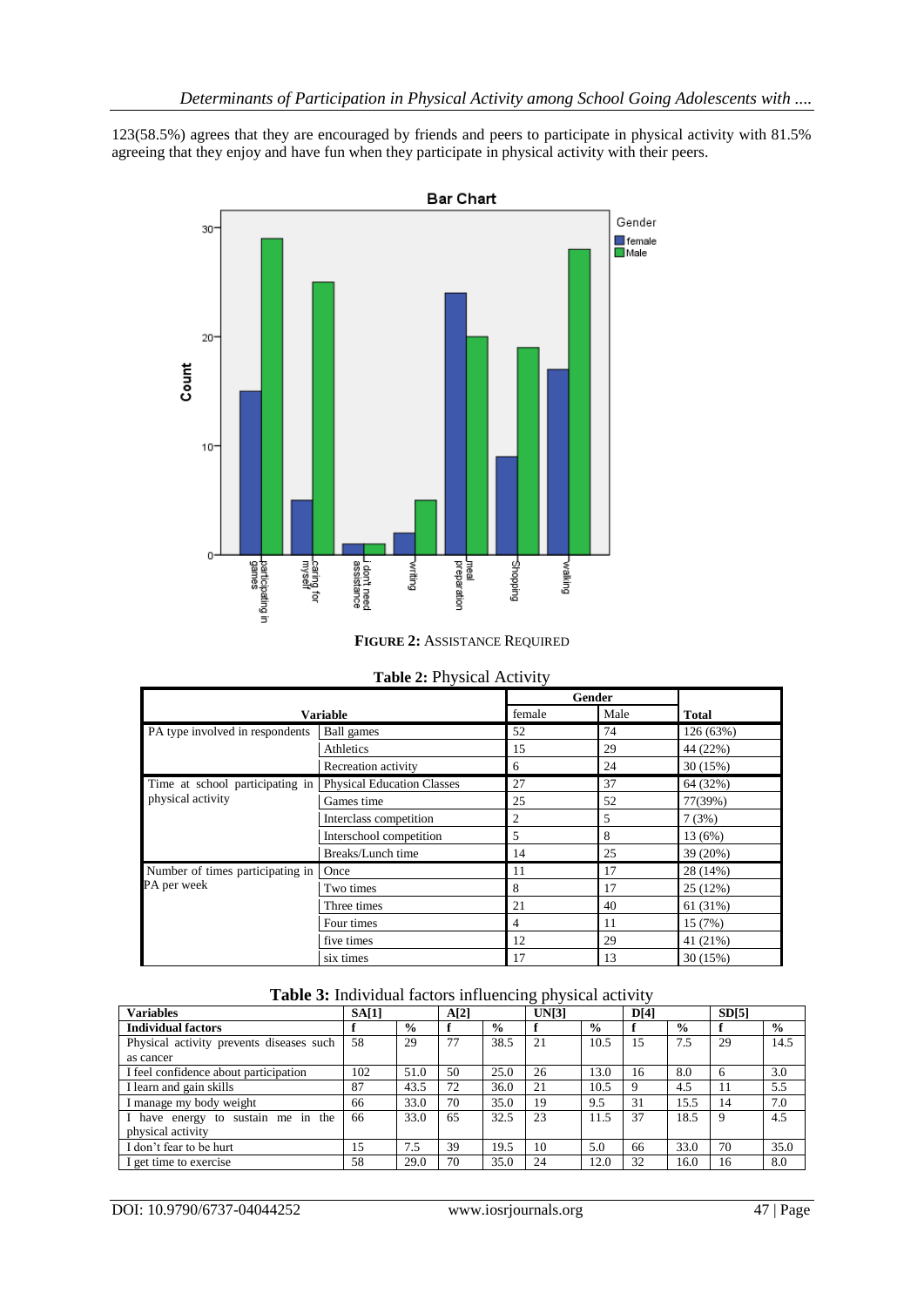123(58.5%) agrees that they are encouraged by friends and peers to participate in physical activity with 81.5% agreeing that they enjoy and have fun when they participate in physical activity with their peers.

**FIGURE 2:** ASSISTANCE REQUIRED

**Table 2:** Physical Activity

| Variable | | Gender | | Total |
|---|---|---|---|---|
| | | female | Male | |
| PA type involved in respondents | Ball games | 52 | 74 | 126 (63%) |
| | Athletics | 15 | 29 | 44 (22%) |
| | Recreation activity | 6 | 24 | 30 (15%) |
| Time at school participating in physical activity | Physical Education Classes | 27 | 37 | 64 (32%) |
| | Games time | 25 | 52 | 77(39%) |
| | Interclass competition | 2 | 5 | 7 (3%) |
| | Interschool competition | 5 | 8 | 13 (6%) |
| | Breaks/Lunch time | 14 | 25 | 39 (20%) |
| Number of times participating in PA per week | Once | 11 | 17 | 28 (14%) |
| | Two times | 8 | 17 | 25 (12%) |
| | Three times | 21 | 40 | 61 (31%) |
| | Four times | 4 | 11 | 15 (7%) |
| | five times | 12 | 29 | 41 (21%) |
| | six times | 17 | 13 | 30 (15%) |

**Table 3:** Individual factors influencing physical activity

| Variables | SA[1] | | A[2] | | UN[3] | | D[4] | | SD[5] | |
|---|---|---|---|---|---|---|---|---|---|---|
| **Individual factors** | **f** | **%** | **f** | **%** | **f** | **%** | **f** | **%** | **f** | **%** |
| Physical activity prevents diseases such as cancer | 58 | 29 | 77 | 38.5 | 21 | 10.5 | 15 | 7.5 | 29 | 14.5 |
| I feel confidence about participation | 102 | 51.0 | 50 | 25.0 | 26 | 13.0 | 16 | 8.0 | 6 | 3.0 |
| I learn and gain skills | 87 | 43.5 | 72 | 36.0 | 21 | 10.5 | 9 | 4.5 | 11 | 5.5 |
| I manage my body weight | 66 | 33.0 | 70 | 35.0 | 19 | 9.5 | 31 | 15.5 | 14 | 7.0 |
| I have energy to sustain me in the physical activity | 66 | 33.0 | 65 | 32.5 | 23 | 11.5 | 37 | 18.5 | 9 | 4.5 |
| I don't fear to be hurt | 15 | 7.5 | 39 | 19.5 | 10 | 5.0 | 66 | 33.0 | 70 | 35.0 |
| I get time to exercise | 58 | 29.0 | 70 | 35.0 | 24 | 12.0 | 32 | 16.0 | 16 | 8.0 |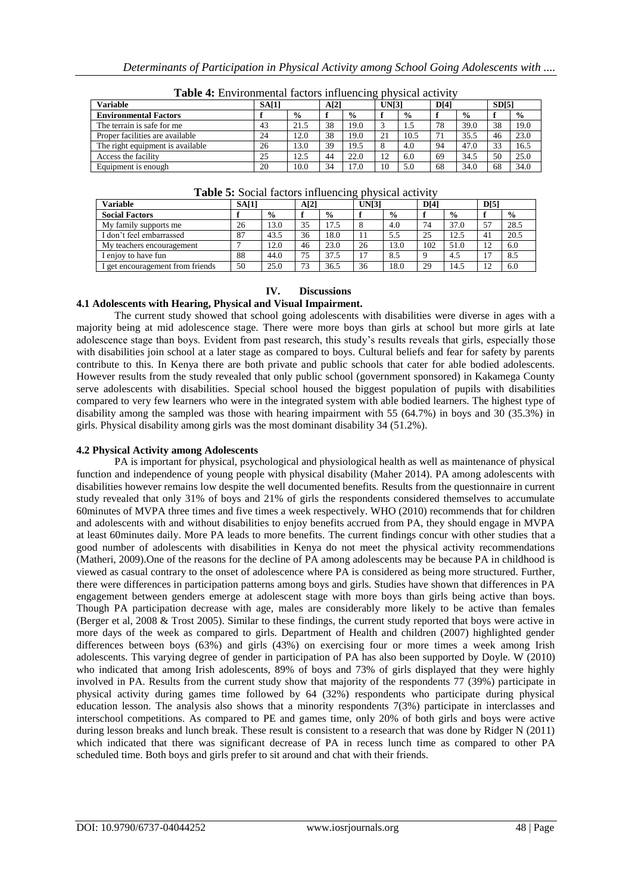**Table 4:** Environmental factors influencing physical activity

| Variable | SA[1] | | A[2] | | UN[3] | | D[4] | | SD[5] | |
|---|---|---|---|---|---|---|---|---|---|---|
| **Environmental Factors** | **f** | **%** | **f** | **%** | **f** | **%** | **f** | **%** | **f** | **%** |
| The terrain is safe for me | 43 | 21.5 | 38 | 19.0 | 3 | 1.5 | 78 | 39.0 | 38 | 19.0 |
| Proper facilities are available | 24 | 12.0 | 38 | 19.0 | 21 | 10.5 | 71 | 35.5 | 46 | 23.0 |
| The right equipment is available | 26 | 13.0 | 39 | 19.5 | 8 | 4.0 | 94 | 47.0 | 33 | 16.5 |
| Access the facility | 25 | 12.5 | 44 | 22.0 | 12 | 6.0 | 69 | 34.5 | 50 | 25.0 |
| Equipment is enough | 20 | 10.0 | 34 | 17.0 | 10 | 5.0 | 68 | 34.0 | 68 | 34.0 |

**Table 5:** Social factors influencing physical activity

| Variable | SA[1] | | A[2] | | UN[3] | | D[4] | | D[5] | |
|---|---|---|---|---|---|---|---|---|---|---|
| **Social Factors** | **f** | **%** | **f** | **%** | **f** | **%** | **f** | **%** | **f** | **%** |
| My family supports me | 26 | 13.0 | 35 | 17.5 | 8 | 4.0 | 74 | 37.0 | 57 | 28.5 |
| I don't feel embarrassed | 87 | 43.5 | 36 | 18.0 | 11 | 5.5 | 25 | 12.5 | 41 | 20.5 |
| My teachers encouragement | 7 | 12.0 | 46 | 23.0 | 26 | 13.0 | 102 | 51.0 | 12 | 6.0 |
| I enjoy to have fun | 88 | 44.0 | 75 | 37.5 | 17 | 8.5 | 9 | 4.5 | 17 | 8.5 |
| I get encouragement from friends | 50 | 25.0 | 73 | 36.5 | 36 | 18.0 | 29 | 14.5 | 12 | 6.0 |

# IV. Discussions

## 4.1 Adolescents with Hearing, Physical and Visual Impairment.

The current study showed that school going adolescents with disabilities were diverse in ages with a majority being at mid adolescence stage. There were more boys than girls at school but more girls at late adolescence stage than boys. Evident from past research, this study's results reveals that girls, especially those with disabilities join school at a later stage as compared to boys. Cultural beliefs and fear for safety by parents contribute to this. In Kenya there are both private and public schools that cater for able bodied adolescents. However results from the study revealed that only public school (government sponsored) in Kakamega County serve adolescents with disabilities. Special school housed the biggest population of pupils with disabilities compared to very few learners who were in the integrated system with able bodied learners. The highest type of disability among the sampled was those with hearing impairment with 55 (64.7%) in boys and 30 (35.3%) in girls. Physical disability among girls was the most dominant disability 34 (51.2%).

## 4.2 Physical Activity among Adolescents

PA is important for physical, psychological and physiological health as well as maintenance of physical function and independence of young people with physical disability (Maher 2014). PA among adolescents with disabilities however remains low despite the well documented benefits. Results from the questionnaire in current study revealed that only 31% of boys and 21% of girls the respondents considered themselves to accumulate 60minutes of MVPA three times and five times a week respectively. WHO (2010) recommends that for children and adolescents with and without disabilities to enjoy benefits accrued from PA, they should engage in MVPA at least 60minutes daily. More PA leads to more benefits. The current findings concur with other studies that a good number of adolescents with disabilities in Kenya do not meet the physical activity recommendations (Matheri, 2009).One of the reasons for the decline of PA among adolescents may be because PA in childhood is viewed as casual contrary to the onset of adolescence where PA is considered as being more structured. Further, there were differences in participation patterns among boys and girls. Studies have shown that differences in PA engagement between genders emerge at adolescent stage with more boys than girls being active than boys. Though PA participation decrease with age, males are considerably more likely to be active than females (Berger et al, 2008 & Trost 2005). Similar to these findings, the current study reported that boys were active in more days of the week as compared to girls. Department of Health and children (2007) highlighted gender differences between boys (63%) and girls (43%) on exercising four or more times a week among Irish adolescents. This varying degree of gender in participation of PA has also been supported by Doyle. W (2010) who indicated that among Irish adolescents, 89% of boys and 73% of girls displayed that they were highly involved in PA. Results from the current study show that majority of the respondents 77 (39%) participate in physical activity during games time followed by 64 (32%) respondents who participate during physical education lesson. The analysis also shows that a minority respondents 7(3%) participate in interclasses and interschool competitions. As compared to PE and games time, only 20% of both girls and boys were active during lesson breaks and lunch break. These result is consistent to a research that was done by Ridger N (2011) which indicated that there was significant decrease of PA in recess lunch time as compared to other PA scheduled time. Both boys and girls prefer to sit around and chat with their friends.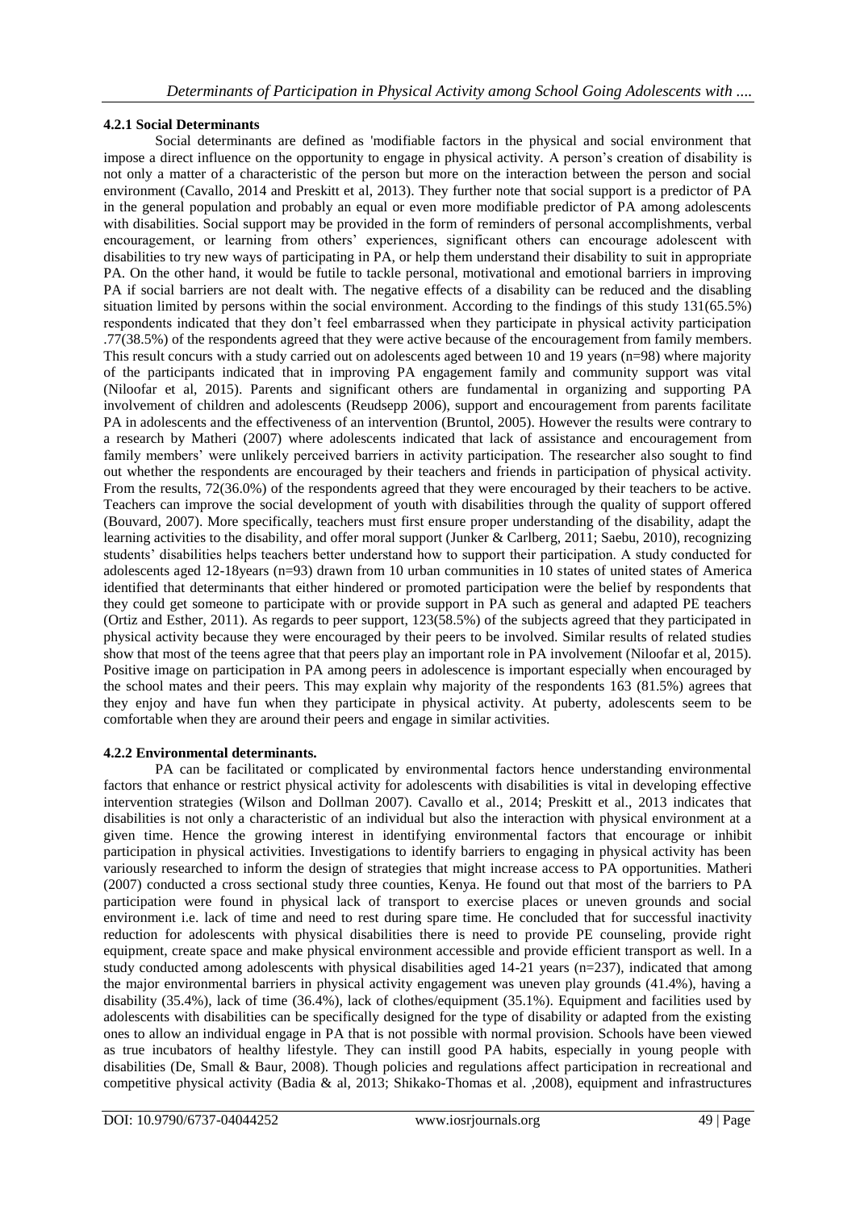### 4.2.1 Social Determinants

Social determinants are defined as 'modifiable factors in the physical and social environment that impose a direct influence on the opportunity to engage in physical activity. A person's creation of disability is not only a matter of a characteristic of the person but more on the interaction between the person and social environment (Cavallo, 2014 and Preskitt et al, 2013). They further note that social support is a predictor of PA in the general population and probably an equal or even more modifiable predictor of PA among adolescents with disabilities. Social support may be provided in the form of reminders of personal accomplishments, verbal encouragement, or learning from others' experiences, significant others can encourage adolescent with disabilities to try new ways of participating in PA, or help them understand their disability to suit in appropriate PA. On the other hand, it would be futile to tackle personal, motivational and emotional barriers in improving PA if social barriers are not dealt with. The negative effects of a disability can be reduced and the disabling situation limited by persons within the social environment. According to the findings of this study 131(65.5%) respondents indicated that they don't feel embarrassed when they participate in physical activity participation .77(38.5%) of the respondents agreed that they were active because of the encouragement from family members. This result concurs with a study carried out on adolescents aged between 10 and 19 years (n=98) where majority of the participants indicated that in improving PA engagement family and community support was vital (Niloofar et al, 2015). Parents and significant others are fundamental in organizing and supporting PA involvement of children and adolescents (Reudsepp 2006), support and encouragement from parents facilitate PA in adolescents and the effectiveness of an intervention (Bruntol, 2005). However the results were contrary to a research by Matheri (2007) where adolescents indicated that lack of assistance and encouragement from family members' were unlikely perceived barriers in activity participation. The researcher also sought to find out whether the respondents are encouraged by their teachers and friends in participation of physical activity. From the results, 72(36.0%) of the respondents agreed that they were encouraged by their teachers to be active. Teachers can improve the social development of youth with disabilities through the quality of support offered (Bouvard, 2007). More specifically, teachers must first ensure proper understanding of the disability, adapt the learning activities to the disability, and offer moral support (Junker & Carlberg, 2011; Saebu, 2010), recognizing students' disabilities helps teachers better understand how to support their participation. A study conducted for adolescents aged 12-18years (n=93) drawn from 10 urban communities in 10 states of united states of America identified that determinants that either hindered or promoted participation were the belief by respondents that they could get someone to participate with or provide support in PA such as general and adapted PE teachers (Ortiz and Esther, 2011). As regards to peer support, 123(58.5%) of the subjects agreed that they participated in physical activity because they were encouraged by their peers to be involved. Similar results of related studies show that most of the teens agree that that peers play an important role in PA involvement (Niloofar et al, 2015). Positive image on participation in PA among peers in adolescence is important especially when encouraged by the school mates and their peers. This may explain why majority of the respondents 163 (81.5%) agrees that they enjoy and have fun when they participate in physical activity. At puberty, adolescents seem to be comfortable when they are around their peers and engage in similar activities.

### 4.2.2 Environmental determinants.

PA can be facilitated or complicated by environmental factors hence understanding environmental factors that enhance or restrict physical activity for adolescents with disabilities is vital in developing effective intervention strategies (Wilson and Dollman 2007). Cavallo et al., 2014; Preskitt et al., 2013 indicates that disabilities is not only a characteristic of an individual but also the interaction with physical environment at a given time. Hence the growing interest in identifying environmental factors that encourage or inhibit participation in physical activities. Investigations to identify barriers to engaging in physical activity has been variously researched to inform the design of strategies that might increase access to PA opportunities. Matheri (2007) conducted a cross sectional study three counties, Kenya. He found out that most of the barriers to PA participation were found in physical lack of transport to exercise places or uneven grounds and social environment i.e. lack of time and need to rest during spare time. He concluded that for successful inactivity reduction for adolescents with physical disabilities there is need to provide PE counseling, provide right equipment, create space and make physical environment accessible and provide efficient transport as well. In a study conducted among adolescents with physical disabilities aged 14-21 years (n=237), indicated that among the major environmental barriers in physical activity engagement was uneven play grounds (41.4%), having a disability (35.4%), lack of time (36.4%), lack of clothes/equipment (35.1%). Equipment and facilities used by adolescents with disabilities can be specifically designed for the type of disability or adapted from the existing ones to allow an individual engage in PA that is not possible with normal provision. Schools have been viewed as true incubators of healthy lifestyle. They can instill good PA habits, especially in young people with disabilities (De, Small & Baur, 2008). Though policies and regulations affect participation in recreational and competitive physical activity (Badia & al, 2013; Shikako-Thomas et al. ,2008), equipment and infrastructures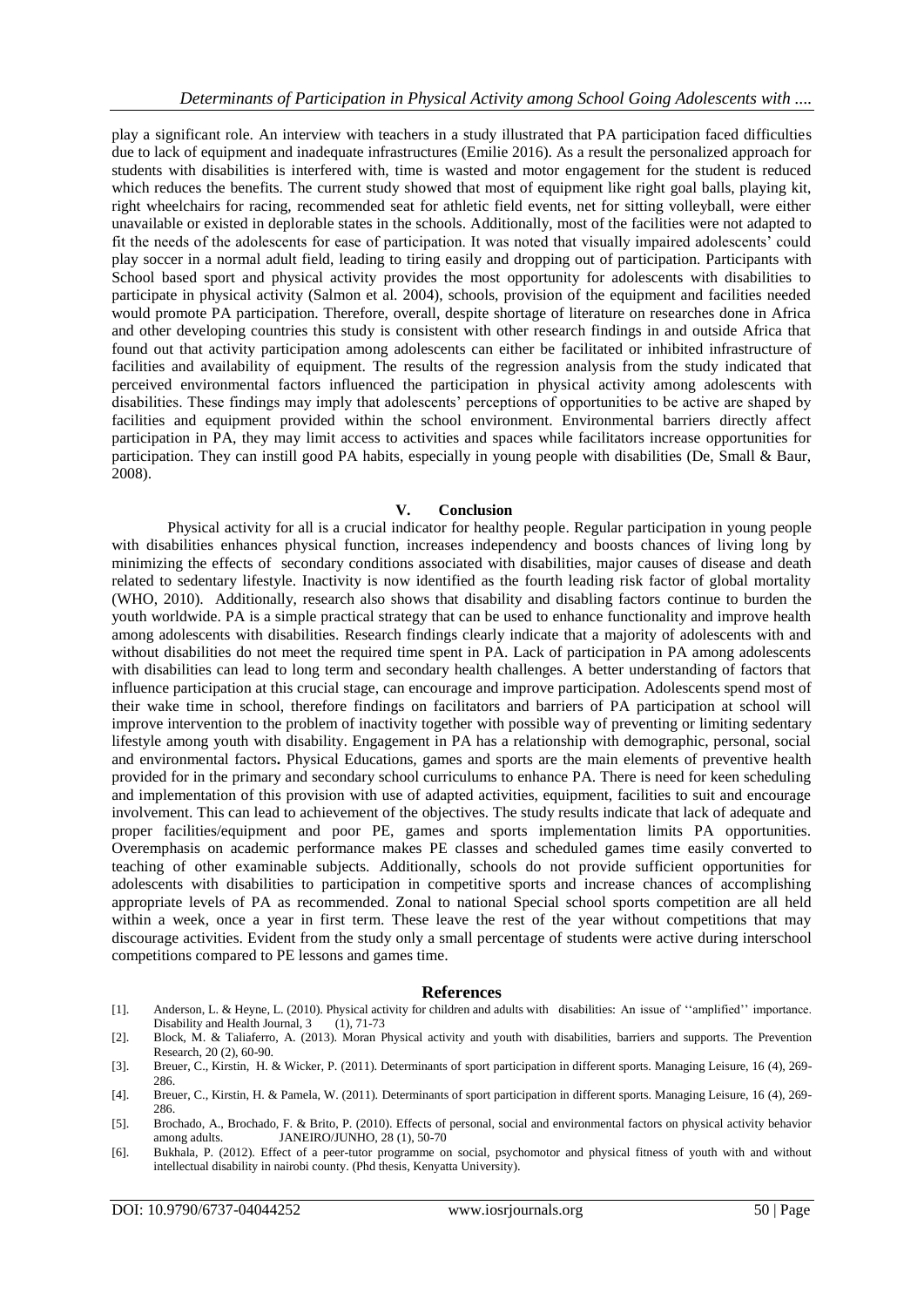play a significant role. An interview with teachers in a study illustrated that PA participation faced difficulties due to lack of equipment and inadequate infrastructures (Emilie 2016). As a result the personalized approach for students with disabilities is interfered with, time is wasted and motor engagement for the student is reduced which reduces the benefits. The current study showed that most of equipment like right goal balls, playing kit, right wheelchairs for racing, recommended seat for athletic field events, net for sitting volleyball, were either unavailable or existed in deplorable states in the schools. Additionally, most of the facilities were not adapted to fit the needs of the adolescents for ease of participation. It was noted that visually impaired adolescents' could play soccer in a normal adult field, leading to tiring easily and dropping out of participation. Participants with School based sport and physical activity provides the most opportunity for adolescents with disabilities to participate in physical activity (Salmon et al. 2004), schools, provision of the equipment and facilities needed would promote PA participation. Therefore, overall, despite shortage of literature on researches done in Africa and other developing countries this study is consistent with other research findings in and outside Africa that found out that activity participation among adolescents can either be facilitated or inhibited infrastructure of facilities and availability of equipment. The results of the regression analysis from the study indicated that perceived environmental factors influenced the participation in physical activity among adolescents with disabilities. These findings may imply that adolescents' perceptions of opportunities to be active are shaped by facilities and equipment provided within the school environment. Environmental barriers directly affect participation in PA, they may limit access to activities and spaces while facilitators increase opportunities for participation. They can instill good PA habits, especially in young people with disabilities (De, Small & Baur, 2008).

## V. Conclusion

Physical activity for all is a crucial indicator for healthy people. Regular participation in young people with disabilities enhances physical function, increases independency and boosts chances of living long by minimizing the effects of secondary conditions associated with disabilities, major causes of disease and death related to sedentary lifestyle. Inactivity is now identified as the fourth leading risk factor of global mortality (WHO, 2010). Additionally, research also shows that disability and disabling factors continue to burden the youth worldwide. PA is a simple practical strategy that can be used to enhance functionality and improve health among adolescents with disabilities. Research findings clearly indicate that a majority of adolescents with and without disabilities do not meet the required time spent in PA. Lack of participation in PA among adolescents with disabilities can lead to long term and secondary health challenges. A better understanding of factors that influence participation at this crucial stage, can encourage and improve participation. Adolescents spend most of their wake time in school, therefore findings on facilitators and barriers of PA participation at school will improve intervention to the problem of inactivity together with possible way of preventing or limiting sedentary lifestyle among youth with disability. Engagement in PA has a relationship with demographic, personal, social and environmental factors**.** Physical Educations, games and sports are the main elements of preventive health provided for in the primary and secondary school curriculums to enhance PA. There is need for keen scheduling and implementation of this provision with use of adapted activities, equipment, facilities to suit and encourage involvement. This can lead to achievement of the objectives. The study results indicate that lack of adequate and proper facilities/equipment and poor PE, games and sports implementation limits PA opportunities. Overemphasis on academic performance makes PE classes and scheduled games time easily converted to teaching of other examinable subjects. Additionally, schools do not provide sufficient opportunities for adolescents with disabilities to participation in competitive sports and increase chances of accomplishing appropriate levels of PA as recommended. Zonal to national Special school sports competition are all held within a week, once a year in first term. These leave the rest of the year without competitions that may discourage activities. Evident from the study only a small percentage of students were active during interschool competitions compared to PE lessons and games time.

## References

[1]. Anderson, L. & Heyne, L. (2010). Physical activity for children and adults with disabilities: An issue of ''amplified'' importance. Disability and Health Journal, 3 (1), 71-73

[2]. Block, M. & Taliaferro, A. (2013). Moran Physical activity and youth with disabilities, barriers and supports. The Prevention Research, 20 (2), 60-90.

[3]. Breuer, C., Kirstin, H. & Wicker, P. (2011). Determinants of sport participation in different sports. Managing Leisure, 16 (4), 269-286.

[4]. Breuer, C., Kirstin, H. & Pamela, W. (2011). Determinants of sport participation in different sports. Managing Leisure, 16 (4), 269-286.

[5]. Brochado, A., Brochado, F. & Brito, P. (2010). Effects of personal, social and environmental factors on physical activity behavior among adults. JANEIRO/JUNHO, 28 (1), 50-70

[6]. Bukhala, P. (2012). Effect of a peer-tutor programme on social, psychomotor and physical fitness of youth with and without intellectual disability in nairobi county. (Phd thesis, Kenyatta University).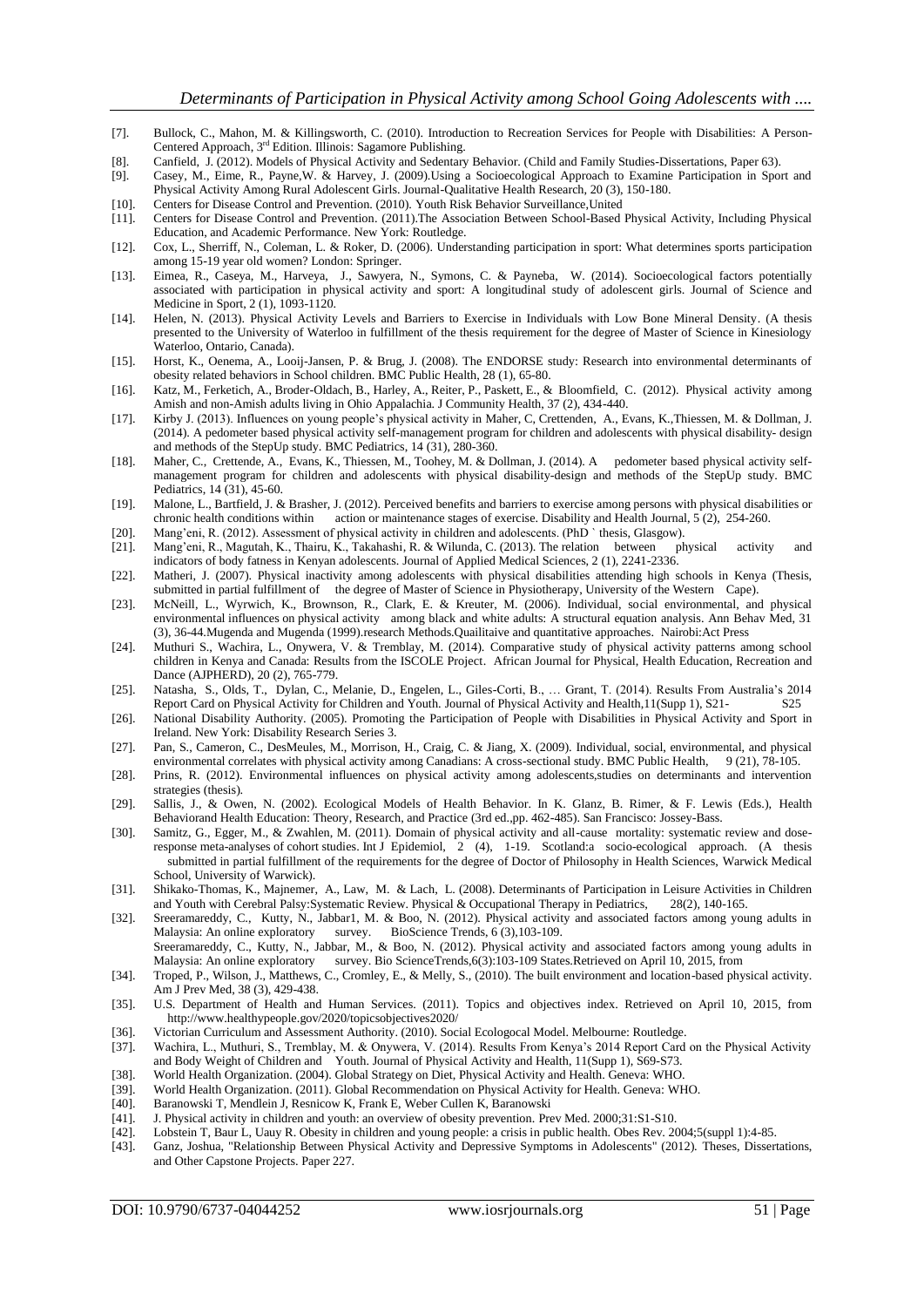[7]. Bullock, C., Mahon, M. & Killingsworth, C. (2010). Introduction to Recreation Services for People with Disabilities: A Person-Centered Approach, 3rd Edition. Illinois: Sagamore Publishing.

[8]. Canfield, J. (2012). Models of Physical Activity and Sedentary Behavior. (Child and Family Studies-Dissertations, Paper 63).

[9]. Casey, M., Eime, R., Payne,W. & Harvey, J. (2009).Using a Socioecological Approach to Examine Participation in Sport and Physical Activity Among Rural Adolescent Girls. Journal-Qualitative Health Research, 20 (3), 150-180.

[10]. Centers for Disease Control and Prevention. (2010). Youth Risk Behavior Surveillance,United

[11]. Centers for Disease Control and Prevention. (2011).The Association Between School-Based Physical Activity, Including Physical Education, and Academic Performance. New York: Routledge.

[12]. Cox, L., Sherriff, N., Coleman, L. & Roker, D. (2006). Understanding participation in sport: What determines sports participation among 15-19 year old women? London: Springer.

[13]. Eimea, R., Caseya, M., Harveya, J., Sawyera, N., Symons, C. & Payneba, W. (2014). Socioecological factors potentially associated with participation in physical activity and sport: A longitudinal study of adolescent girls. Journal of Science and Medicine in Sport, 2 (1), 1093-1120.

[14]. Helen, N. (2013). Physical Activity Levels and Barriers to Exercise in Individuals with Low Bone Mineral Density. (A thesis presented to the University of Waterloo in fulfillment of the thesis requirement for the degree of Master of Science in Kinesiology Waterloo, Ontario, Canada).

[15]. Horst, K., Oenema, A., Looij-Jansen, P. & Brug, J. (2008). The ENDORSE study: Research into environmental determinants of obesity related behaviors in School children. BMC Public Health, 28 (1), 65-80.

[16]. Katz, M., Ferketich, A., Broder-Oldach, B., Harley, A., Reiter, P., Paskett, E., & Bloomfield, C. (2012). Physical activity among Amish and non-Amish adults living in Ohio Appalachia. J Community Health, 37 (2), 434-440.

[17]. Kirby J. (2013). Influences on young people's physical activity in Maher, C, Crettenden, A., Evans, K.,Thiessen, M. & Dollman, J. (2014). A pedometer based physical activity self-management program for children and adolescents with physical disability- design and methods of the StepUp study. BMC Pediatrics, 14 (31), 280-360.

[18]. Maher, C., Crettende, A., Evans, K., Thiessen, M., Toohey, M. & Dollman, J. (2014). A pedometer based physical activity self-management program for children and adolescents with physical disability-design and methods of the StepUp study. BMC Pediatrics, 14 (31), 45-60.

[19]. Malone, L., Bartfield, J. & Brasher, J. (2012). Perceived benefits and barriers to exercise among persons with physical disabilities or chronic health conditions within action or maintenance stages of exercise. Disability and Health Journal, 5 (2), 254-260.

[20]. Mang'eni, R. (2012). Assessment of physical activity in children and adolescents. (PhD ` thesis, Glasgow).

[21]. Mang'eni, R., Magutah, K., Thairu, K., Takahashi, R. & Wilunda, C. (2013). The relation between physical activity and indicators of body fatness in Kenyan adolescents. Journal of Applied Medical Sciences, 2 (1), 2241-2336.

[22]. Matheri, J. (2007). Physical inactivity among adolescents with physical disabilities attending high schools in Kenya (Thesis, submitted in partial fulfillment of the degree of Master of Science in Physiotherapy, University of the Western Cape).

[23]. McNeill, L., Wyrwich, K., Brownson, R., Clark, E. & Kreuter, M. (2006). Individual, social environmental, and physical environmental influences on physical activity among black and white adults: A structural equation analysis. Ann Behav Med, 31 (3), 36-44.Mugenda and Mugenda (1999).research Methods.Quailitaive and quantitative approaches. Nairobi:Act Press

[24]. Muthuri S., Wachira, L., Onywera, V. & Tremblay, M. (2014). Comparative study of physical activity patterns among school children in Kenya and Canada: Results from the ISCOLE Project. African Journal for Physical, Health Education, Recreation and Dance (AJPHERD), 20 (2), 765-779.

[25]. Natasha, S., Olds, T., Dylan, C., Melanie, D., Engelen, L., Giles-Corti, B., … Grant, T. (2014). Results From Australia's 2014 Report Card on Physical Activity for Children and Youth. Journal of Physical Activity and Health,11(Supp 1), S21- S25

[26]. National Disability Authority. (2005). Promoting the Participation of People with Disabilities in Physical Activity and Sport in Ireland. New York: Disability Research Series 3.

[27]. Pan, S., Cameron, C., DesMeules, M., Morrison, H., Craig, C. & Jiang, X. (2009). Individual, social, environmental, and physical environmental correlates with physical activity among Canadians: A cross-sectional study. BMC Public Health, 9 (21), 78-105.

[28]. Prins, R. (2012). Environmental influences on physical activity among adolescents,studies on determinants and intervention strategies (thesis).

[29]. Sallis, J., & Owen, N. (2002). Ecological Models of Health Behavior. In K. Glanz, B. Rimer, & F. Lewis (Eds.), Health Behaviorand Health Education: Theory, Research, and Practice (3rd ed.,pp. 462-485). San Francisco: Jossey-Bass.

[30]. Samitz, G., Egger, M., & Zwahlen, M. (2011). Domain of physical activity and all-cause mortality: systematic review and dose-response meta-analyses of cohort studies. Int J Epidemiol, 2 (4), 1-19. Scotland:a socio-ecological approach. (A thesis submitted in partial fulfillment of the requirements for the degree of Doctor of Philosophy in Health Sciences, Warwick Medical School, University of Warwick).

[31]. Shikako-Thomas, K., Majnemer, A., Law, M. & Lach, L. (2008). Determinants of Participation in Leisure Activities in Children and Youth with Cerebral Palsy:Systematic Review. Physical & Occupational Therapy in Pediatrics, 28(2), 140-165.

[32]. Sreeramareddy, C., Kutty, N., Jabbar1, M. & Boo, N. (2012). Physical activity and associated factors among young adults in Malaysia: An online exploratory survey. BioScience Trends, 6 (3),103-109. Sreeramareddy, C., Kutty, N., Jabbar, M., & Boo, N. (2012). Physical activity and associated factors among young adults in Malaysia: An online exploratory survey. Bio ScienceTrends,6(3):103-109 States.Retrieved on April 10, 2015, from

[34]. Troped, P., Wilson, J., Matthews, C., Cromley, E., & Melly, S., (2010). The built environment and location-based physical activity. Am J Prev Med, 38 (3), 429-438.

[35]. U.S. Department of Health and Human Services. (2011). Topics and objectives index. Retrieved on April 10, 2015, from http://www.healthypeople.gov/2020/topicsobjectives2020/

[36]. Victorian Curriculum and Assessment Authority. (2010). Social Ecologocal Model. Melbourne: Routledge.

[37]. Wachira, L., Muthuri, S., Tremblay, M. & Onywera, V. (2014). Results From Kenya's 2014 Report Card on the Physical Activity and Body Weight of Children and Youth. Journal of Physical Activity and Health, 11(Supp 1), S69-S73.

[38]. World Health Organization. (2004). Global Strategy on Diet, Physical Activity and Health. Geneva: WHO.

[39]. World Health Organization. (2011). Global Recommendation on Physical Activity for Health. Geneva: WHO.

[40]. Baranowski T, Mendlein J, Resnicow K, Frank E, Weber Cullen K, Baranowski

[41]. J. Physical activity in children and youth: an overview of obesity prevention. Prev Med. 2000;31:S1-S10.

[42]. Lobstein T, Baur L, Uauy R. Obesity in children and young people: a crisis in public health. Obes Rev. 2004;5(suppl 1):4-85.

[43]. Ganz, Joshua, "Relationship Between Physical Activity and Depressive Symptoms in Adolescents" (2012). Theses, Dissertations, and Other Capstone Projects. Paper 227.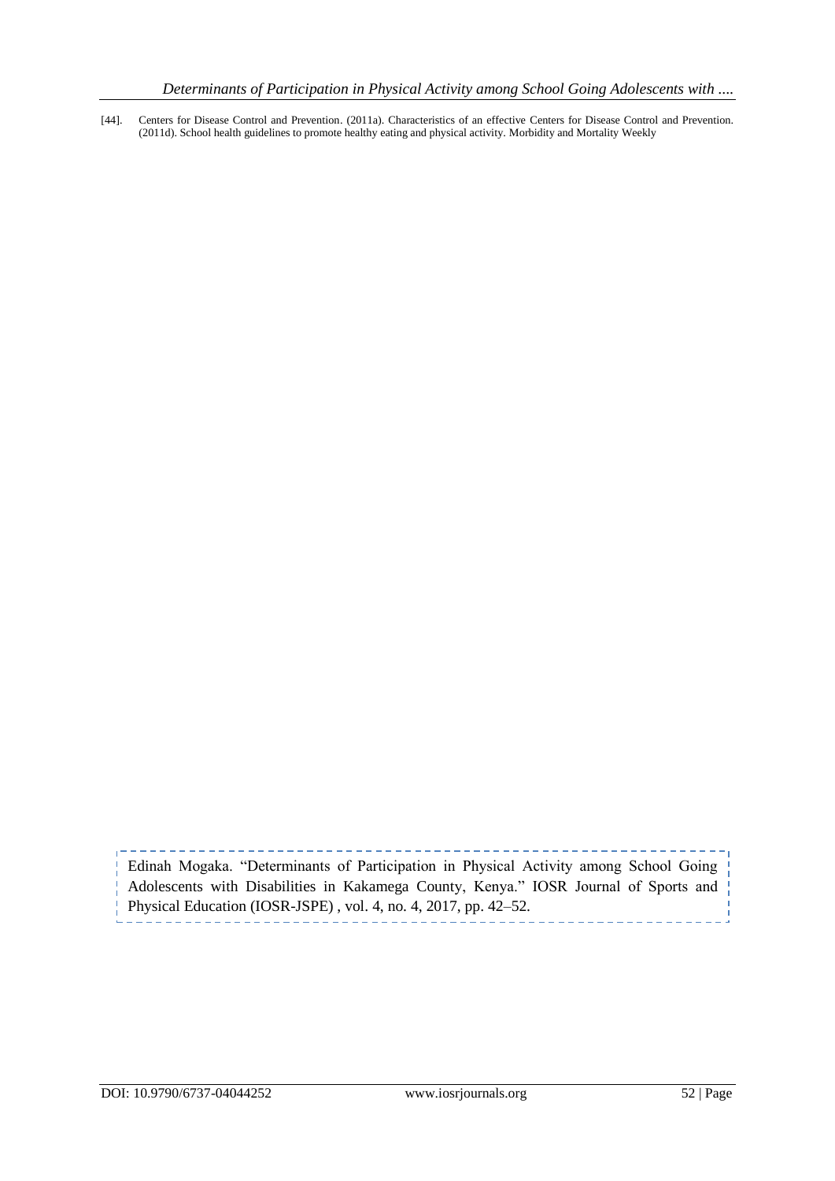[44]. Centers for Disease Control and Prevention. (2011a). Characteristics of an effective Centers for Disease Control and Prevention. (2011d). School health guidelines to promote healthy eating and physical activity. Morbidity and Mortality Weekly

Edinah Mogaka. "Determinants of Participation in Physical Activity among School Going Adolescents with Disabilities in Kakamega County, Kenya." IOSR Journal of Sports and Physical Education (IOSR-JSPE) , vol. 4, no. 4, 2017, pp. 42–52.